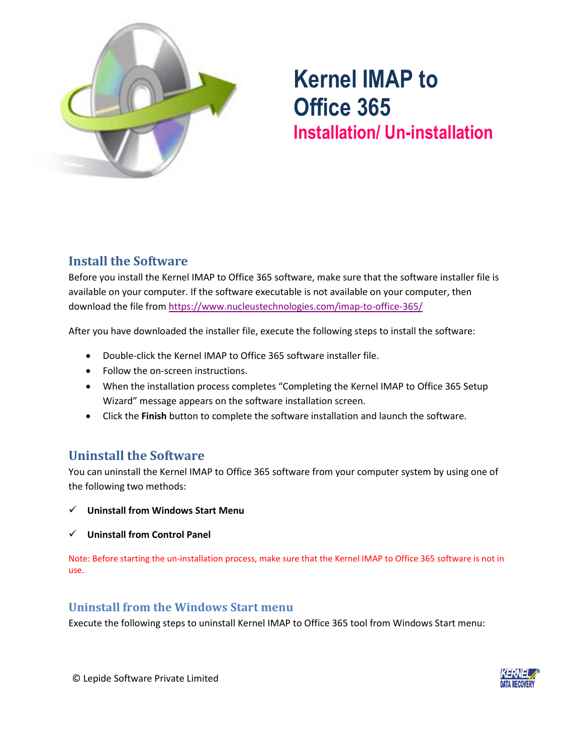# Kernel IMAP to Office 365

## Installation/ Un-installation

## Install the Software

Before you install the Kernel IMAP to Office 365 software, make sure that the software installer file is available on your computer. If the software executable is not available on your computer, then download the file from https://www.nucleustechnologies.com/imap-to-office-365/

After you have downloaded the installer file, execute the following steps to install the software:

- Double-click the Kernel IMAP to Office 365 software installer file.
- Follow the on-screen instructions.
- When the installation process completes "Completing the Kernel IMAP to Office 365 Setup Wizard" message appears on the software installation screen.
- Click the **Finish** button to complete the software installation and launch the software.

## Uninstall the Software

You can uninstall the Kernel IMAP to Office 365 software from your computer system by using one of the following two methods:

- ✓ **Uninstall from Windows Start Menu**
- ✓ **Uninstall from Control Panel**

Note: Before starting the un-installation process, make sure that the Kernel IMAP to Office 365 software is not in use.

### Uninstall from the Windows Start menu

Execute the following steps to uninstall Kernel IMAP to Office 365 tool from Windows Start menu:

© Lepide Software Private Limited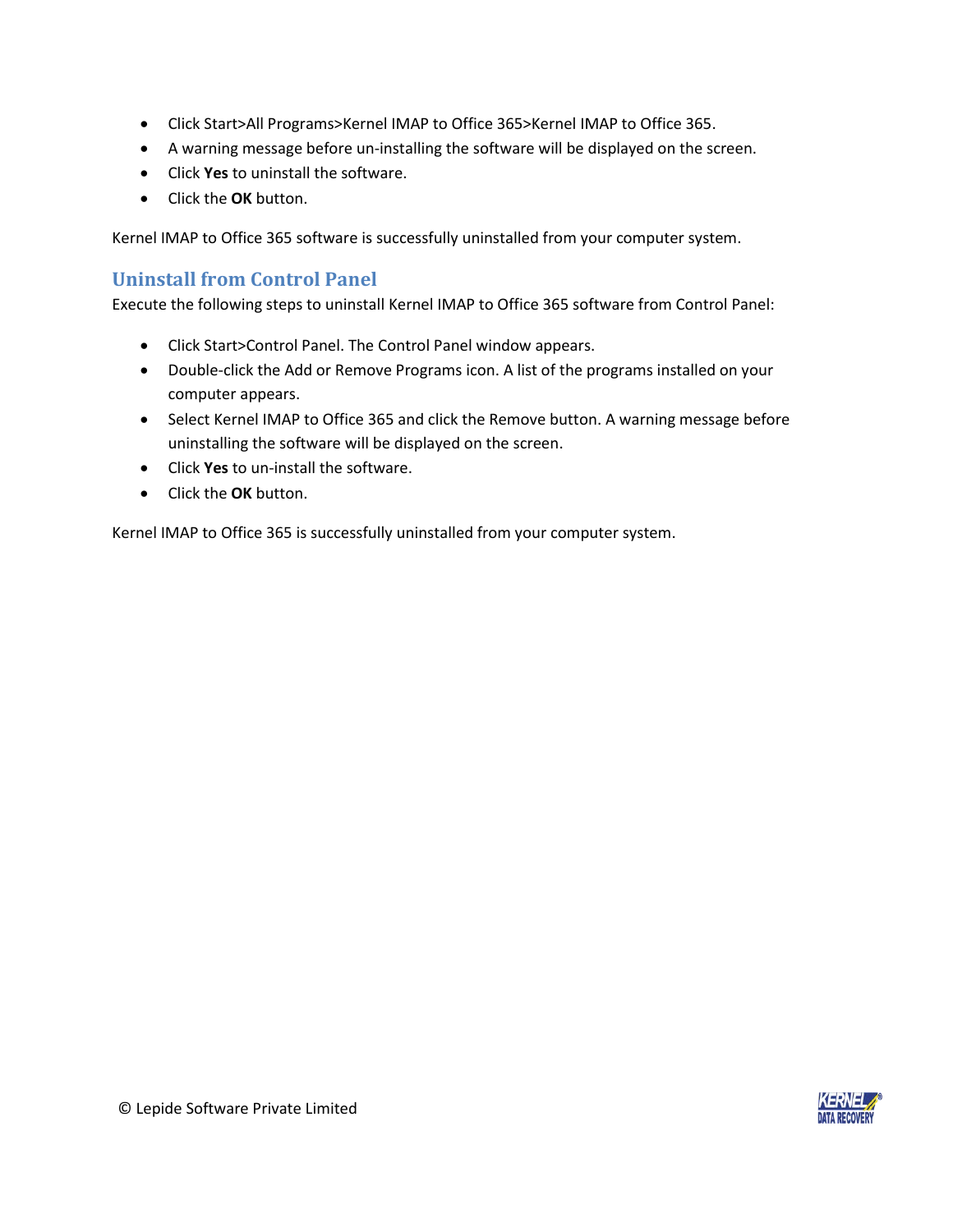- Click Start>All Programs>Kernel IMAP to Office 365>Kernel IMAP to Office 365.
- A warning message before un-installing the software will be displayed on the screen.
- Click **Yes** to uninstall the software.
- Click the **OK** button.

Kernel IMAP to Office 365 software is successfully uninstalled from your computer system.

## Uninstall from Control Panel

Execute the following steps to uninstall Kernel IMAP to Office 365 software from Control Panel:

- Click Start>Control Panel. The Control Panel window appears.
- Double-click the Add or Remove Programs icon. A list of the programs installed on your computer appears.
- Select Kernel IMAP to Office 365 and click the Remove button. A warning message before uninstalling the software will be displayed on the screen.
- Click **Yes** to un-install the software.
- Click the **OK** button.

Kernel IMAP to Office 365 is successfully uninstalled from your computer system.